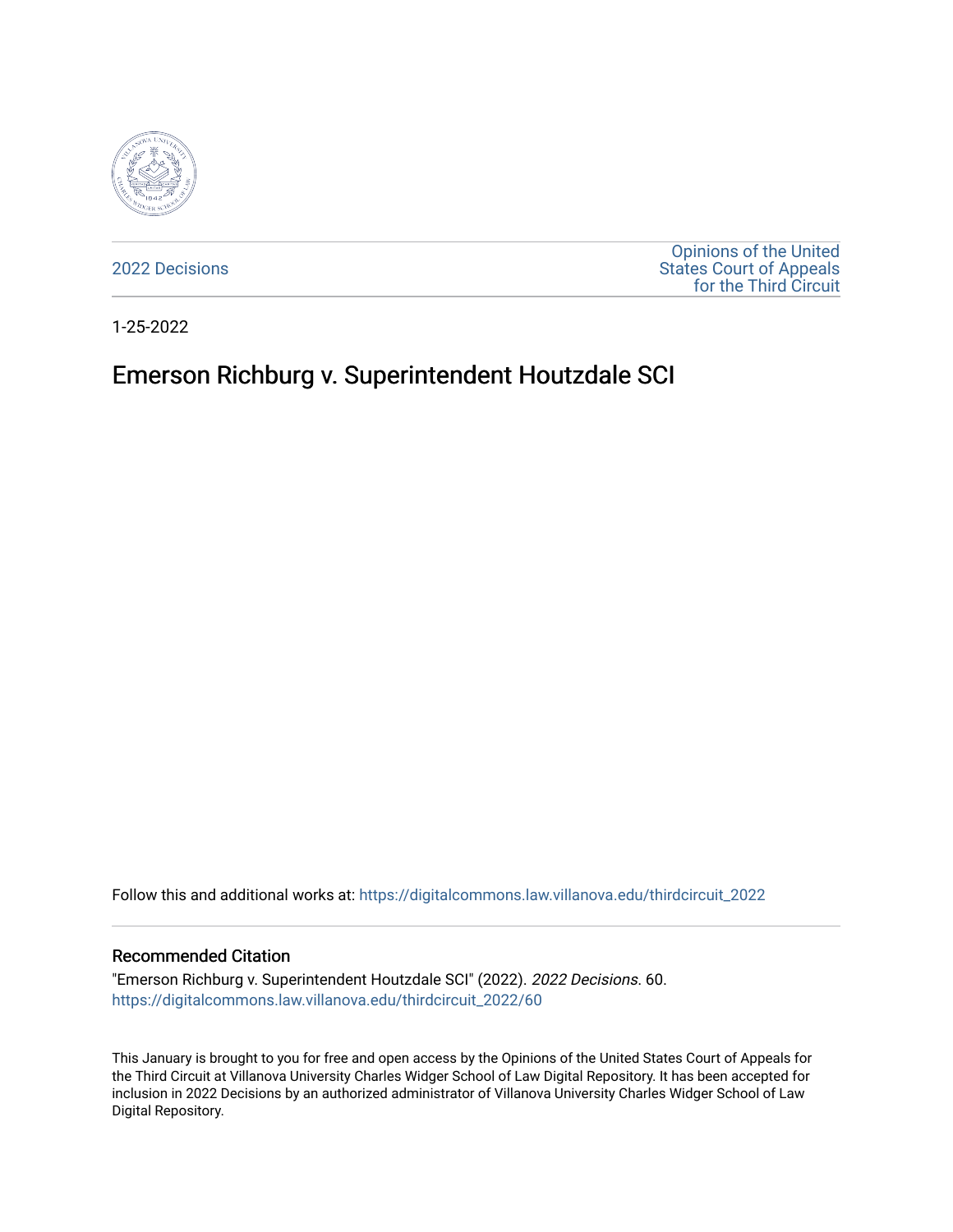2022 Decisions

Opinions of the United States Court of Appeals for the Third Circuit

1-25-2022

# Emerson Richburg v. Superintendent Houtzdale SCI

Follow this and additional works at: https://digitalcommons.law.villanova.edu/thirdcircuit_2022

## Recommended Citation

"Emerson Richburg v. Superintendent Houtzdale SCI" (2022). *2022 Decisions*. 60.
https://digitalcommons.law.villanova.edu/thirdcircuit_2022/60

This January is brought to you for free and open access by the Opinions of the United States Court of Appeals for the Third Circuit at Villanova University Charles Widger School of Law Digital Repository. It has been accepted for inclusion in 2022 Decisions by an authorized administrator of Villanova University Charles Widger School of Law Digital Repository.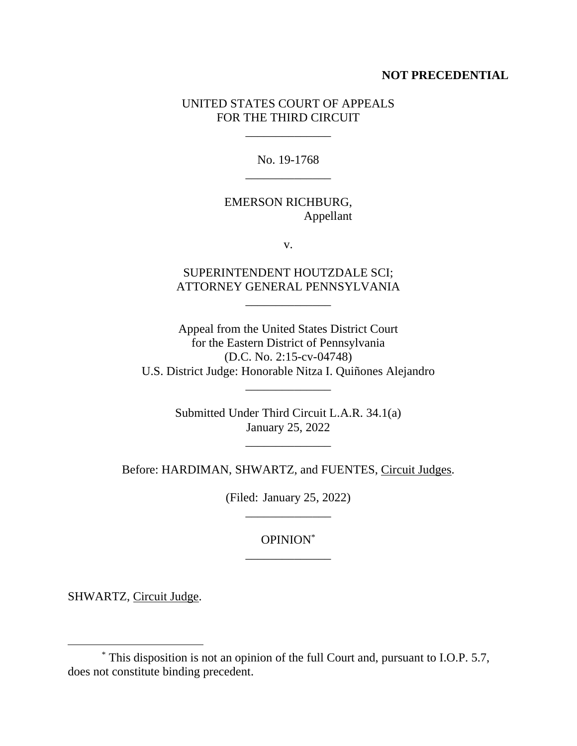**NOT PRECEDENTIAL**

UNITED STATES COURT OF APPEALS
FOR THE THIRD CIRCUIT

---

No. 19-1768

---

EMERSON RICHBURG,
Appellant

v.

SUPERINTENDENT HOUTZDALE SCI;
ATTORNEY GENERAL PENNSYLVANIA

---

Appeal from the United States District Court
for the Eastern District of Pennsylvania
(D.C. No. 2:15-cv-04748)
U.S. District Judge: Honorable Nitza I. Quiñones Alejandro

---

Submitted Under Third Circuit L.A.R. 34.1(a)
January 25, 2022

---

Before: HARDIMAN, SHWARTZ, and FUENTES, Circuit Judges.

(Filed: January 25, 2022)

---

OPINION[*]

---

SHWARTZ, Circuit Judge.

[*] This disposition is not an opinion of the full Court and, pursuant to I.O.P. 5.7, does not constitute binding precedent.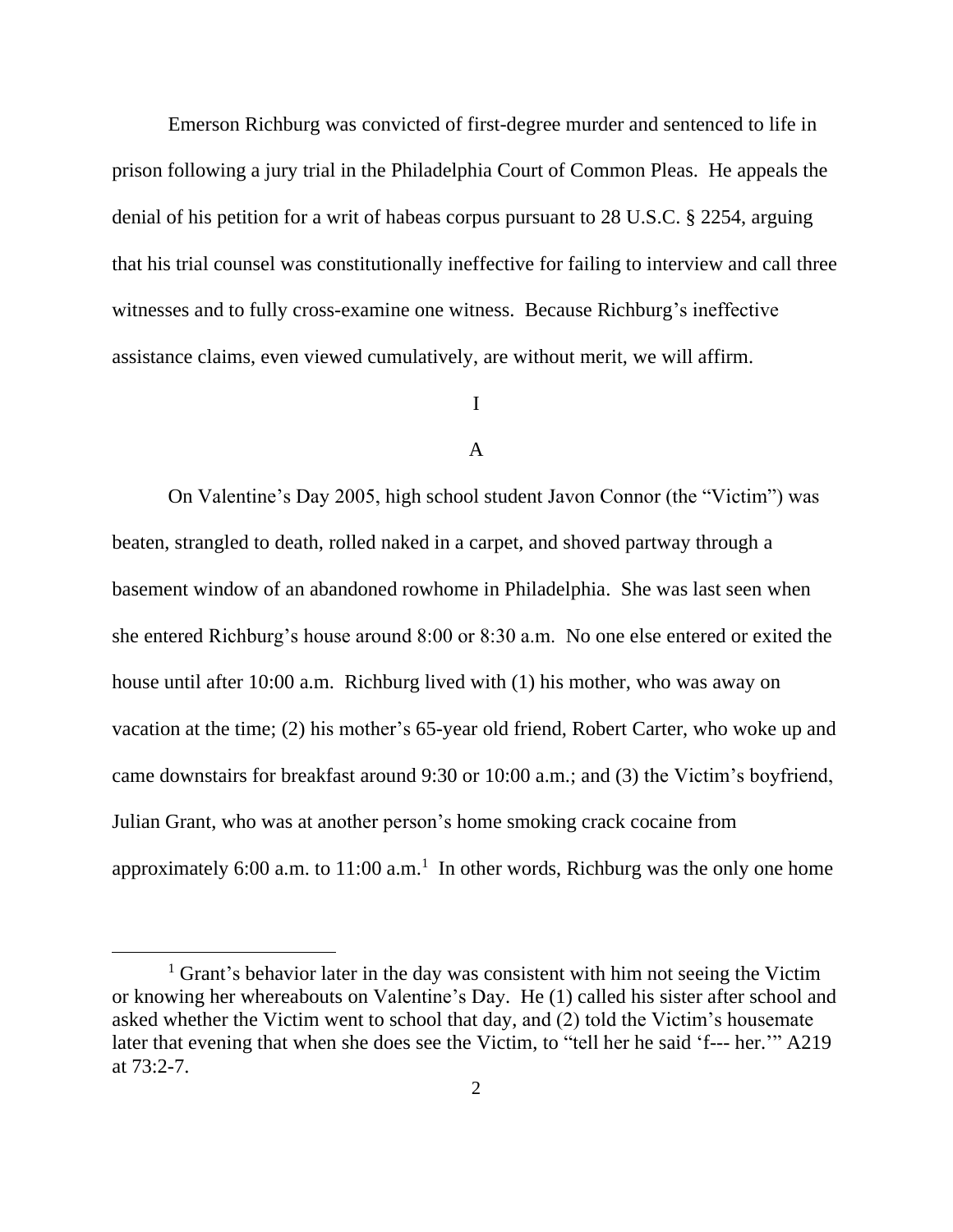Emerson Richburg was convicted of first-degree murder and sentenced to life in prison following a jury trial in the Philadelphia Court of Common Pleas. He appeals the denial of his petition for a writ of habeas corpus pursuant to 28 U.S.C. § 2254, arguing that his trial counsel was constitutionally ineffective for failing to interview and call three witnesses and to fully cross-examine one witness. Because Richburg's ineffective assistance claims, even viewed cumulatively, are without merit, we will affirm.

# I

## A

On Valentine's Day 2005, high school student Javon Connor (the "Victim") was beaten, strangled to death, rolled naked in a carpet, and shoved partway through a basement window of an abandoned rowhome in Philadelphia. She was last seen when she entered Richburg's house around 8:00 or 8:30 a.m. No one else entered or exited the house until after 10:00 a.m. Richburg lived with (1) his mother, who was away on vacation at the time; (2) his mother's 65-year old friend, Robert Carter, who woke up and came downstairs for breakfast around 9:30 or 10:00 a.m.; and (3) the Victim's boyfriend, Julian Grant, who was at another person's home smoking crack cocaine from approximately 6:00 a.m. to 11:00 a.m.[1] In other words, Richburg was the only one home

[1] Grant's behavior later in the day was consistent with him not seeing the Victim or knowing her whereabouts on Valentine's Day. He (1) called his sister after school and asked whether the Victim went to school that day, and (2) told the Victim's housemate later that evening that when she does see the Victim, to "tell her he said 'f--- her.'" A219 at 73:2-7.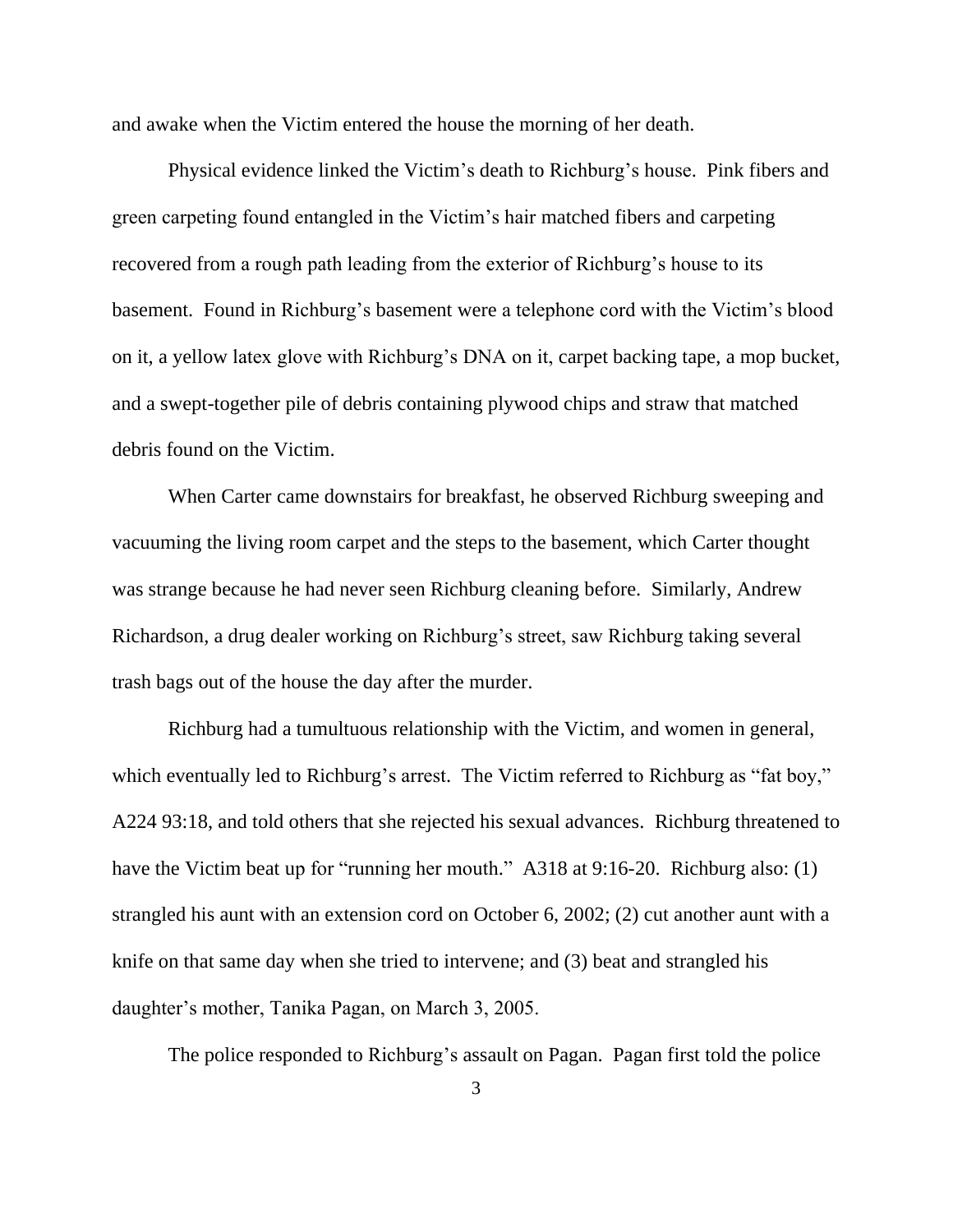and awake when the Victim entered the house the morning of her death.

Physical evidence linked the Victim's death to Richburg's house. Pink fibers and green carpeting found entangled in the Victim's hair matched fibers and carpeting recovered from a rough path leading from the exterior of Richburg's house to its basement. Found in Richburg's basement were a telephone cord with the Victim's blood on it, a yellow latex glove with Richburg's DNA on it, carpet backing tape, a mop bucket, and a swept-together pile of debris containing plywood chips and straw that matched debris found on the Victim.

When Carter came downstairs for breakfast, he observed Richburg sweeping and vacuuming the living room carpet and the steps to the basement, which Carter thought was strange because he had never seen Richburg cleaning before. Similarly, Andrew Richardson, a drug dealer working on Richburg's street, saw Richburg taking several trash bags out of the house the day after the murder.

Richburg had a tumultuous relationship with the Victim, and women in general, which eventually led to Richburg's arrest. The Victim referred to Richburg as "fat boy," A224 93:18, and told others that she rejected his sexual advances. Richburg threatened to have the Victim beat up for "running her mouth." A318 at 9:16-20. Richburg also: (1) strangled his aunt with an extension cord on October 6, 2002; (2) cut another aunt with a knife on that same day when she tried to intervene; and (3) beat and strangled his daughter's mother, Tanika Pagan, on March 3, 2005.

The police responded to Richburg's assault on Pagan. Pagan first told the police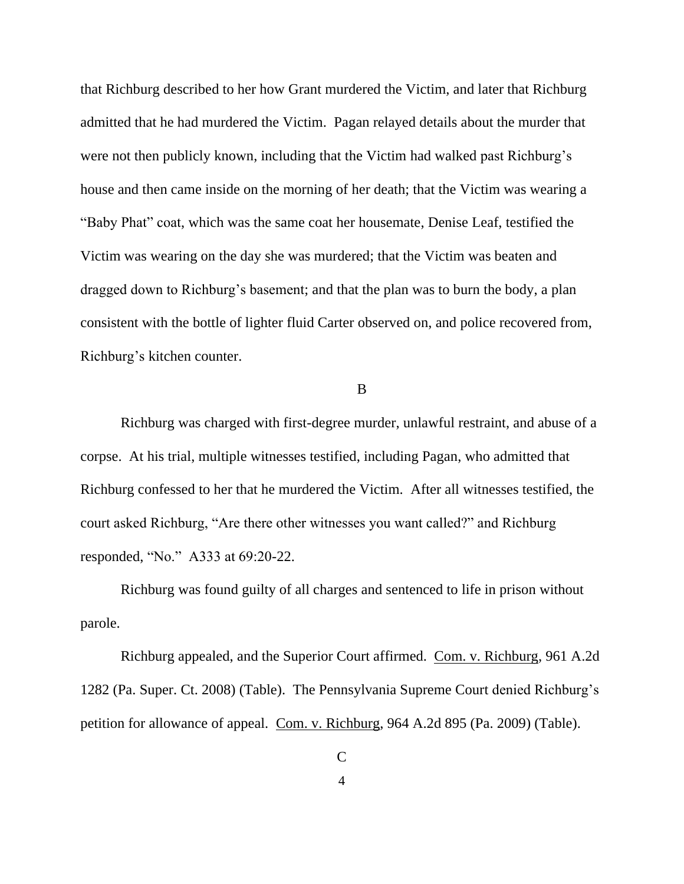that Richburg described to her how Grant murdered the Victim, and later that Richburg admitted that he had murdered the Victim. Pagan relayed details about the murder that were not then publicly known, including that the Victim had walked past Richburg's house and then came inside on the morning of her death; that the Victim was wearing a "Baby Phat" coat, which was the same coat her housemate, Denise Leaf, testified the Victim was wearing on the day she was murdered; that the Victim was beaten and dragged down to Richburg's basement; and that the plan was to burn the body, a plan consistent with the bottle of lighter fluid Carter observed on, and police recovered from, Richburg's kitchen counter.

B

Richburg was charged with first-degree murder, unlawful restraint, and abuse of a corpse. At his trial, multiple witnesses testified, including Pagan, who admitted that Richburg confessed to her that he murdered the Victim. After all witnesses testified, the court asked Richburg, "Are there other witnesses you want called?" and Richburg responded, "No." A333 at 69:20-22.

Richburg was found guilty of all charges and sentenced to life in prison without parole.

Richburg appealed, and the Superior Court affirmed. Com. v. Richburg, 961 A.2d 1282 (Pa. Super. Ct. 2008) (Table). The Pennsylvania Supreme Court denied Richburg's petition for allowance of appeal. Com. v. Richburg, 964 A.2d 895 (Pa. 2009) (Table).

C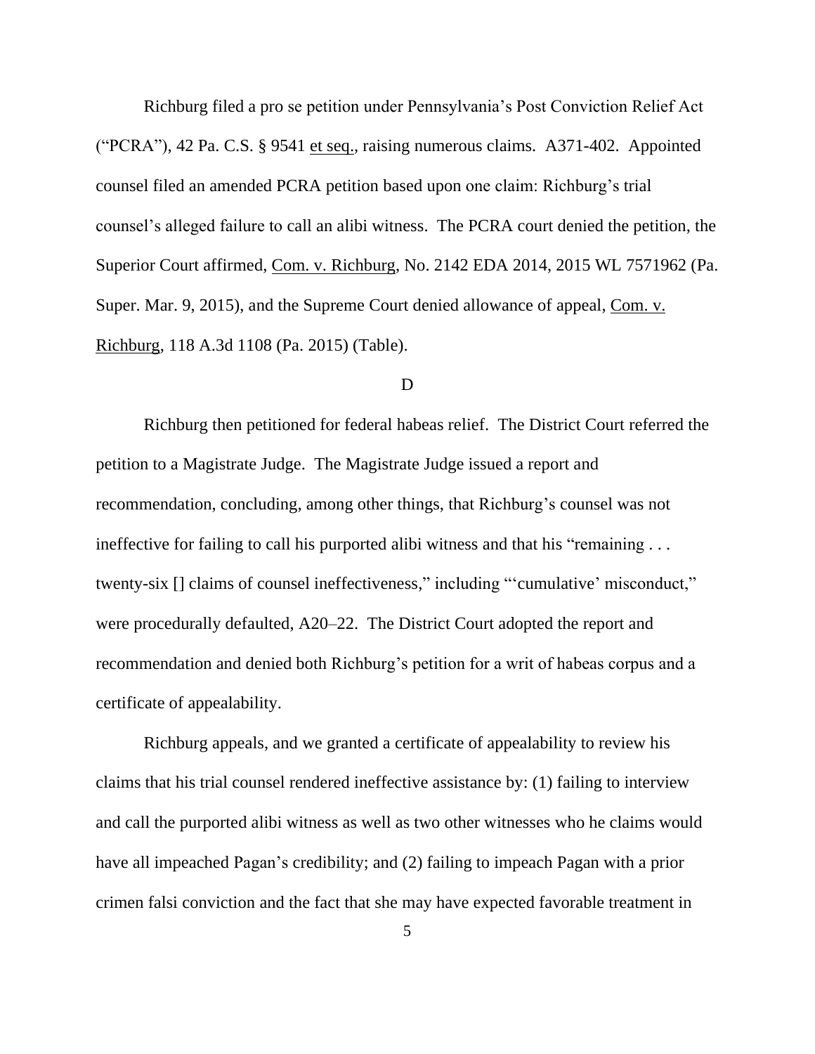Richburg filed a pro se petition under Pennsylvania's Post Conviction Relief Act ("PCRA"), 42 Pa. C.S. § 9541 et seq., raising numerous claims. A371-402. Appointed counsel filed an amended PCRA petition based upon one claim: Richburg's trial counsel's alleged failure to call an alibi witness. The PCRA court denied the petition, the Superior Court affirmed, Com. v. Richburg, No. 2142 EDA 2014, 2015 WL 7571962 (Pa. Super. Mar. 9, 2015), and the Supreme Court denied allowance of appeal, Com. v. Richburg, 118 A.3d 1108 (Pa. 2015) (Table).

D

Richburg then petitioned for federal habeas relief. The District Court referred the petition to a Magistrate Judge. The Magistrate Judge issued a report and recommendation, concluding, among other things, that Richburg's counsel was not ineffective for failing to call his purported alibi witness and that his "remaining . . . twenty-six [] claims of counsel ineffectiveness," including "'cumulative' misconduct," were procedurally defaulted, A20–22. The District Court adopted the report and recommendation and denied both Richburg's petition for a writ of habeas corpus and a certificate of appealability.

Richburg appeals, and we granted a certificate of appealability to review his claims that his trial counsel rendered ineffective assistance by: (1) failing to interview and call the purported alibi witness as well as two other witnesses who he claims would have all impeached Pagan's credibility; and (2) failing to impeach Pagan with a prior crimen falsi conviction and the fact that she may have expected favorable treatment in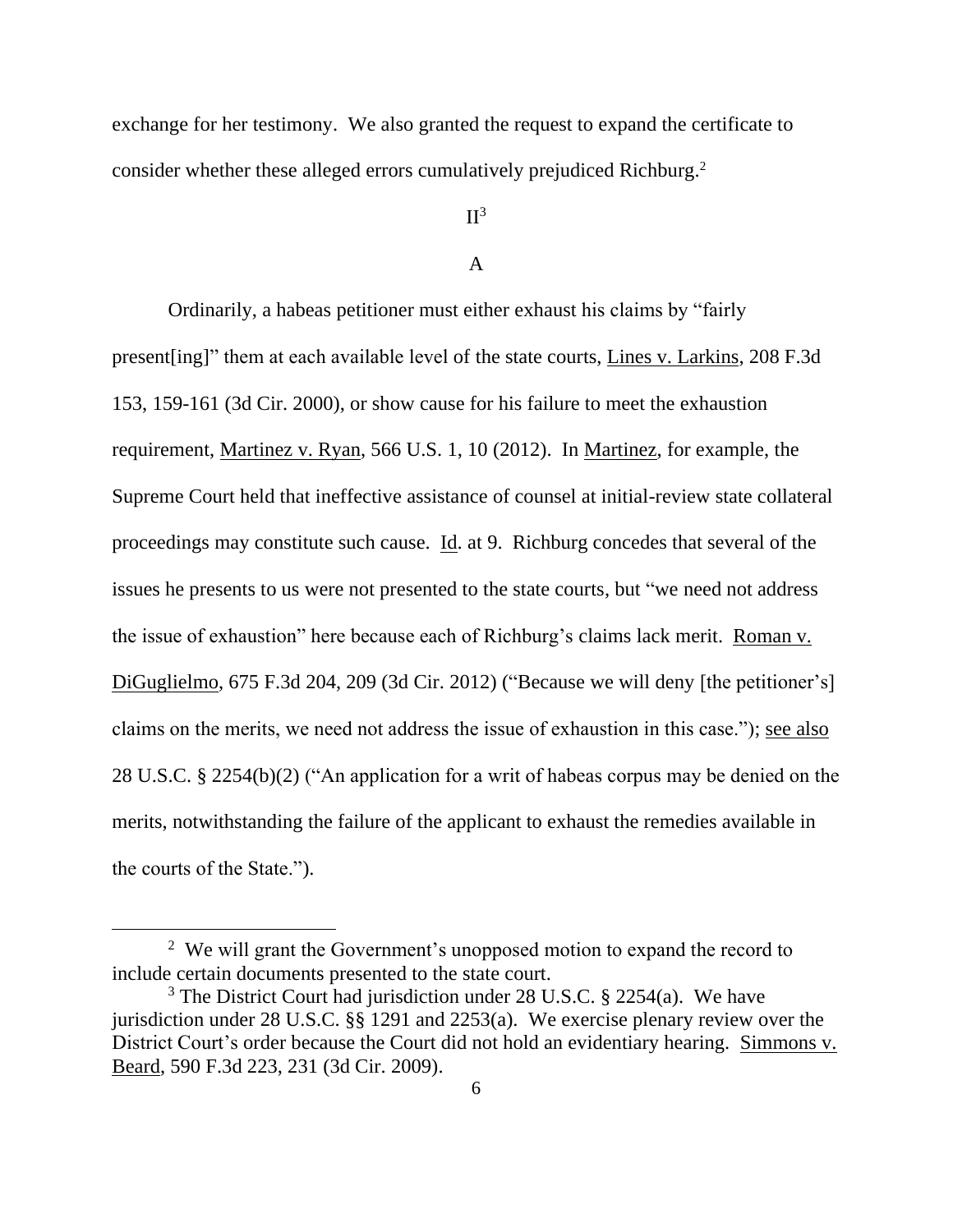exchange for her testimony. We also granted the request to expand the certificate to consider whether these alleged errors cumulatively prejudiced Richburg.[2]

## II[3]

### A

Ordinarily, a habeas petitioner must either exhaust his claims by "fairly present[ing]" them at each available level of the state courts, Lines v. Larkins, 208 F.3d 153, 159-161 (3d Cir. 2000), or show cause for his failure to meet the exhaustion requirement, Martinez v. Ryan, 566 U.S. 1, 10 (2012). In Martinez, for example, the Supreme Court held that ineffective assistance of counsel at initial-review state collateral proceedings may constitute such cause. Id. at 9. Richburg concedes that several of the issues he presents to us were not presented to the state courts, but "we need not address the issue of exhaustion" here because each of Richburg's claims lack merit. Roman v. DiGuglielmo, 675 F.3d 204, 209 (3d Cir. 2012) ("Because we will deny [the petitioner's] claims on the merits, we need not address the issue of exhaustion in this case."); see also 28 U.S.C. § 2254(b)(2) ("An application for a writ of habeas corpus may be denied on the merits, notwithstanding the failure of the applicant to exhaust the remedies available in the courts of the State.").

---

[2] We will grant the Government's unopposed motion to expand the record to include certain documents presented to the state court.

[3] The District Court had jurisdiction under 28 U.S.C. § 2254(a). We have jurisdiction under 28 U.S.C. §§ 1291 and 2253(a). We exercise plenary review over the District Court's order because the Court did not hold an evidentiary hearing. Simmons v. Beard, 590 F.3d 223, 231 (3d Cir. 2009).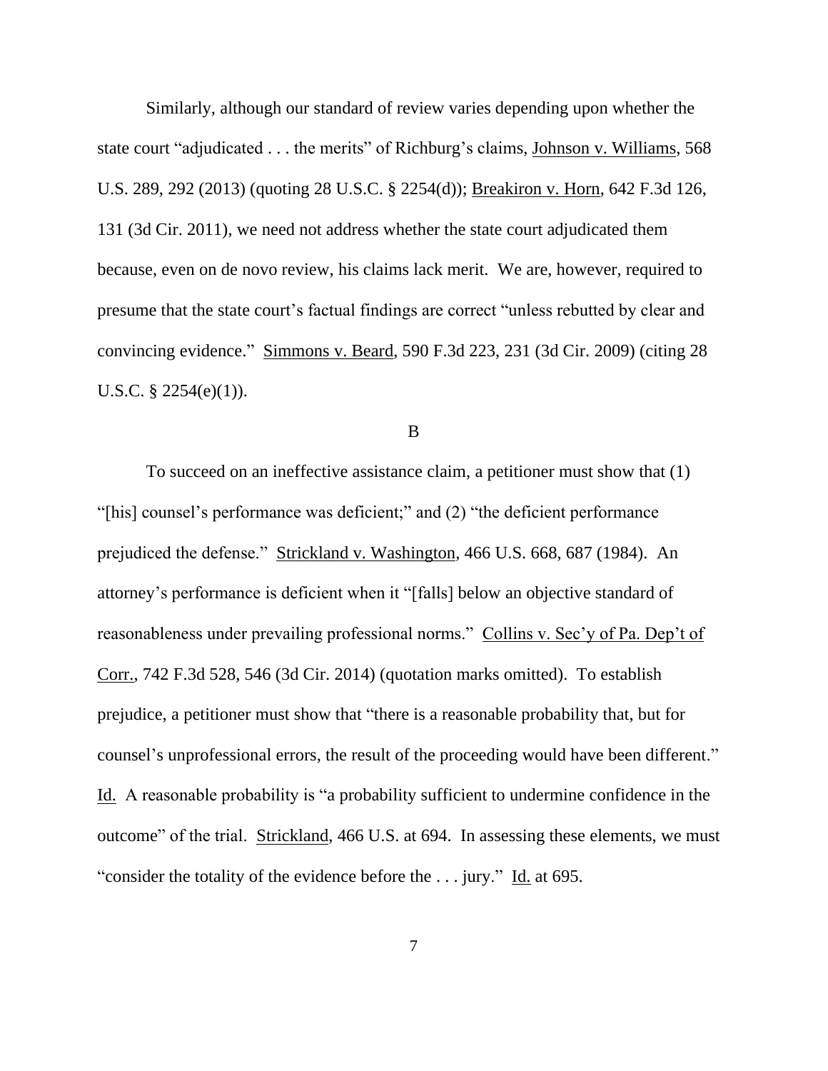Similarly, although our standard of review varies depending upon whether the state court "adjudicated . . . the merits" of Richburg's claims, Johnson v. Williams, 568 U.S. 289, 292 (2013) (quoting 28 U.S.C. § 2254(d)); Breakiron v. Horn, 642 F.3d 126, 131 (3d Cir. 2011), we need not address whether the state court adjudicated them because, even on de novo review, his claims lack merit. We are, however, required to presume that the state court's factual findings are correct "unless rebutted by clear and convincing evidence." Simmons v. Beard, 590 F.3d 223, 231 (3d Cir. 2009) (citing 28 U.S.C. § 2254(e)(1)).

B

To succeed on an ineffective assistance claim, a petitioner must show that (1) "[his] counsel's performance was deficient;" and (2) "the deficient performance prejudiced the defense." Strickland v. Washington, 466 U.S. 668, 687 (1984). An attorney's performance is deficient when it "[falls] below an objective standard of reasonableness under prevailing professional norms." Collins v. Sec'y of Pa. Dep't of Corr., 742 F.3d 528, 546 (3d Cir. 2014) (quotation marks omitted). To establish prejudice, a petitioner must show that "there is a reasonable probability that, but for counsel's unprofessional errors, the result of the proceeding would have been different." Id. A reasonable probability is "a probability sufficient to undermine confidence in the outcome" of the trial. Strickland, 466 U.S. at 694. In assessing these elements, we must "consider the totality of the evidence before the . . . jury." Id. at 695.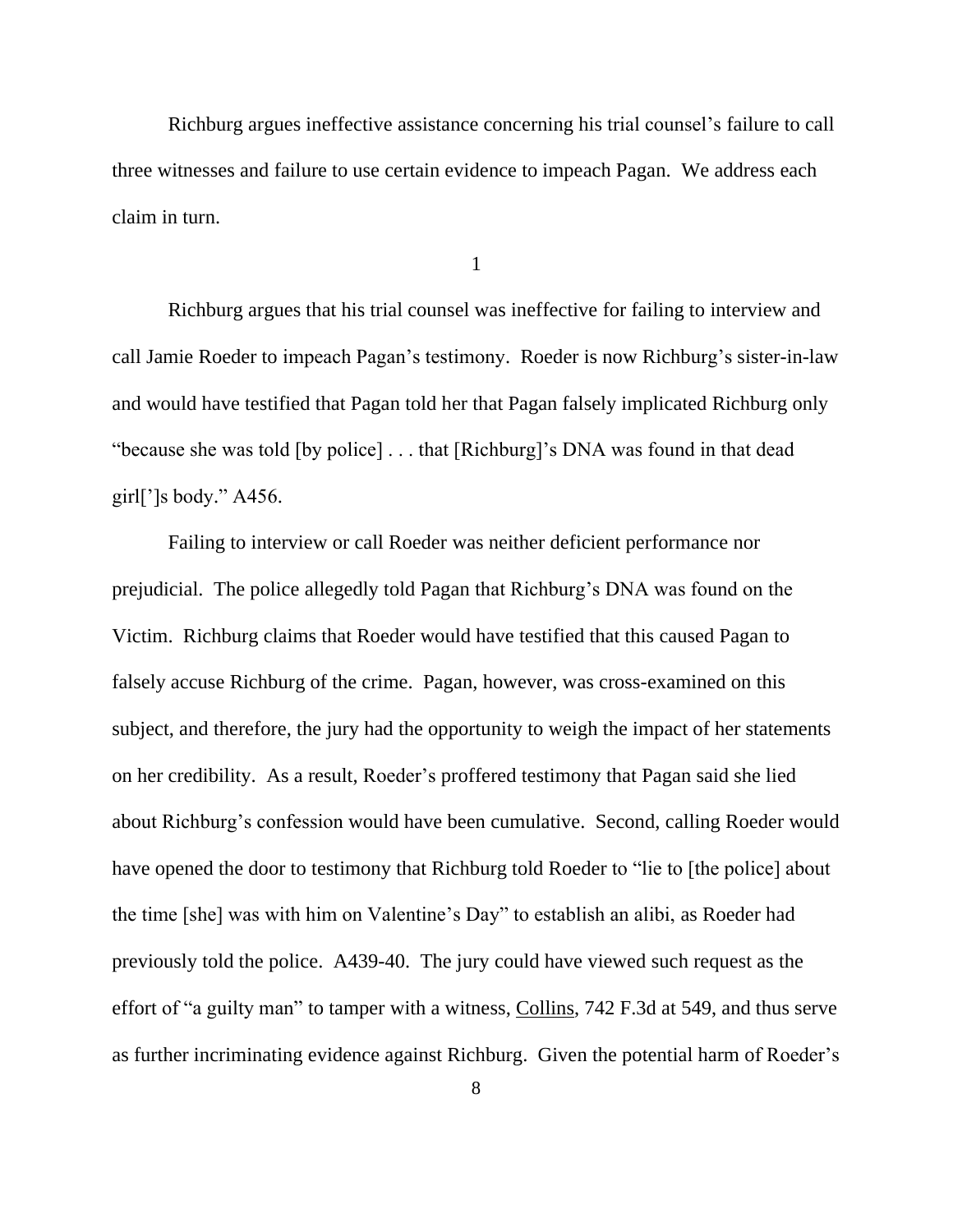Richburg argues ineffective assistance concerning his trial counsel's failure to call three witnesses and failure to use certain evidence to impeach Pagan. We address each claim in turn.

1

Richburg argues that his trial counsel was ineffective for failing to interview and call Jamie Roeder to impeach Pagan's testimony. Roeder is now Richburg's sister-in-law and would have testified that Pagan told her that Pagan falsely implicated Richburg only "because she was told [by police] . . . that [Richburg]'s DNA was found in that dead girl[']s body." A456.

Failing to interview or call Roeder was neither deficient performance nor prejudicial. The police allegedly told Pagan that Richburg's DNA was found on the Victim. Richburg claims that Roeder would have testified that this caused Pagan to falsely accuse Richburg of the crime. Pagan, however, was cross-examined on this subject, and therefore, the jury had the opportunity to weigh the impact of her statements on her credibility. As a result, Roeder's proffered testimony that Pagan said she lied about Richburg's confession would have been cumulative. Second, calling Roeder would have opened the door to testimony that Richburg told Roeder to "lie to [the police] about the time [she] was with him on Valentine's Day" to establish an alibi, as Roeder had previously told the police. A439-40. The jury could have viewed such request as the effort of "a guilty man" to tamper with a witness, Collins, 742 F.3d at 549, and thus serve as further incriminating evidence against Richburg. Given the potential harm of Roeder's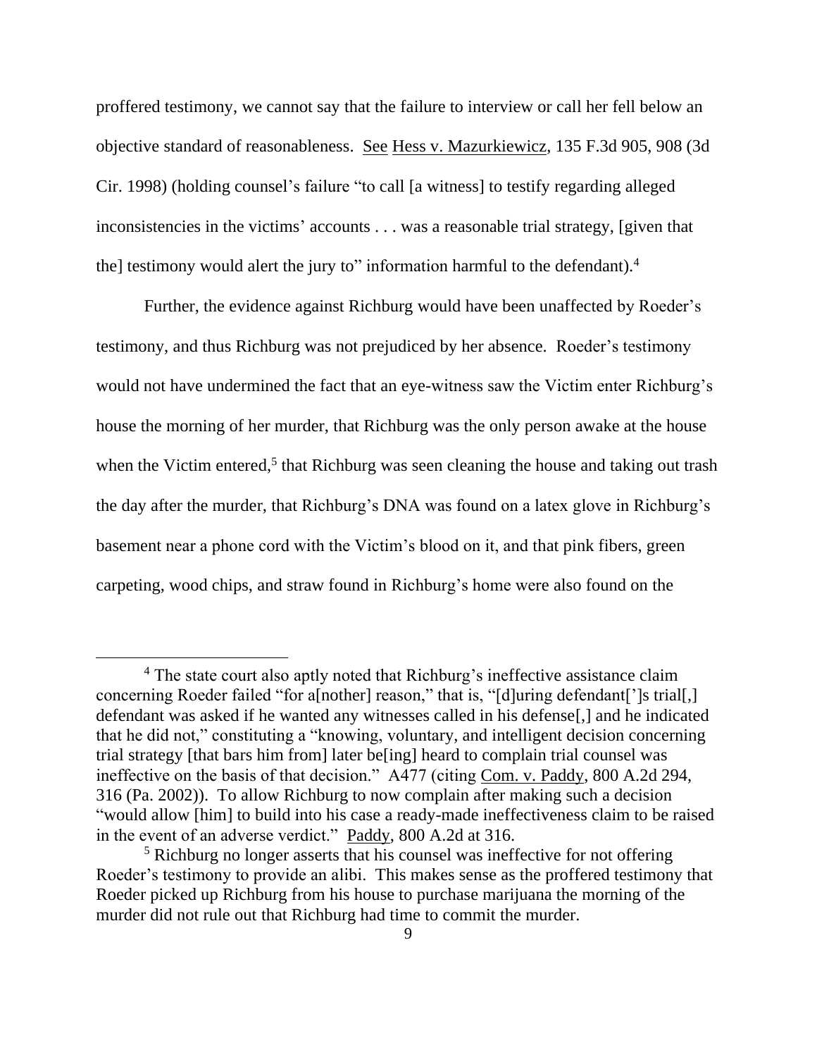proffered testimony, we cannot say that the failure to interview or call her fell below an objective standard of reasonableness. See Hess v. Mazurkiewicz, 135 F.3d 905, 908 (3d Cir. 1998) (holding counsel's failure "to call [a witness] to testify regarding alleged inconsistencies in the victims' accounts . . . was a reasonable trial strategy, [given that the] testimony would alert the jury to" information harmful to the defendant).[4]

Further, the evidence against Richburg would have been unaffected by Roeder's testimony, and thus Richburg was not prejudiced by her absence. Roeder's testimony would not have undermined the fact that an eye-witness saw the Victim enter Richburg's house the morning of her murder, that Richburg was the only person awake at the house when the Victim entered,[5] that Richburg was seen cleaning the house and taking out trash the day after the murder, that Richburg's DNA was found on a latex glove in Richburg's basement near a phone cord with the Victim's blood on it, and that pink fibers, green carpeting, wood chips, and straw found in Richburg's home were also found on the

---

[4] The state court also aptly noted that Richburg's ineffective assistance claim concerning Roeder failed "for a[nother] reason," that is, "[d]uring defendant[']s trial[,] defendant was asked if he wanted any witnesses called in his defense[,] and he indicated that he did not," constituting a "knowing, voluntary, and intelligent decision concerning trial strategy [that bars him from] later be[ing] heard to complain trial counsel was ineffective on the basis of that decision." A477 (citing Com. v. Paddy, 800 A.2d 294, 316 (Pa. 2002)). To allow Richburg to now complain after making such a decision "would allow [him] to build into his case a ready-made ineffectiveness claim to be raised in the event of an adverse verdict." Paddy, 800 A.2d at 316.

[5] Richburg no longer asserts that his counsel was ineffective for not offering Roeder's testimony to provide an alibi. This makes sense as the proffered testimony that Roeder picked up Richburg from his house to purchase marijuana the morning of the murder did not rule out that Richburg had time to commit the murder.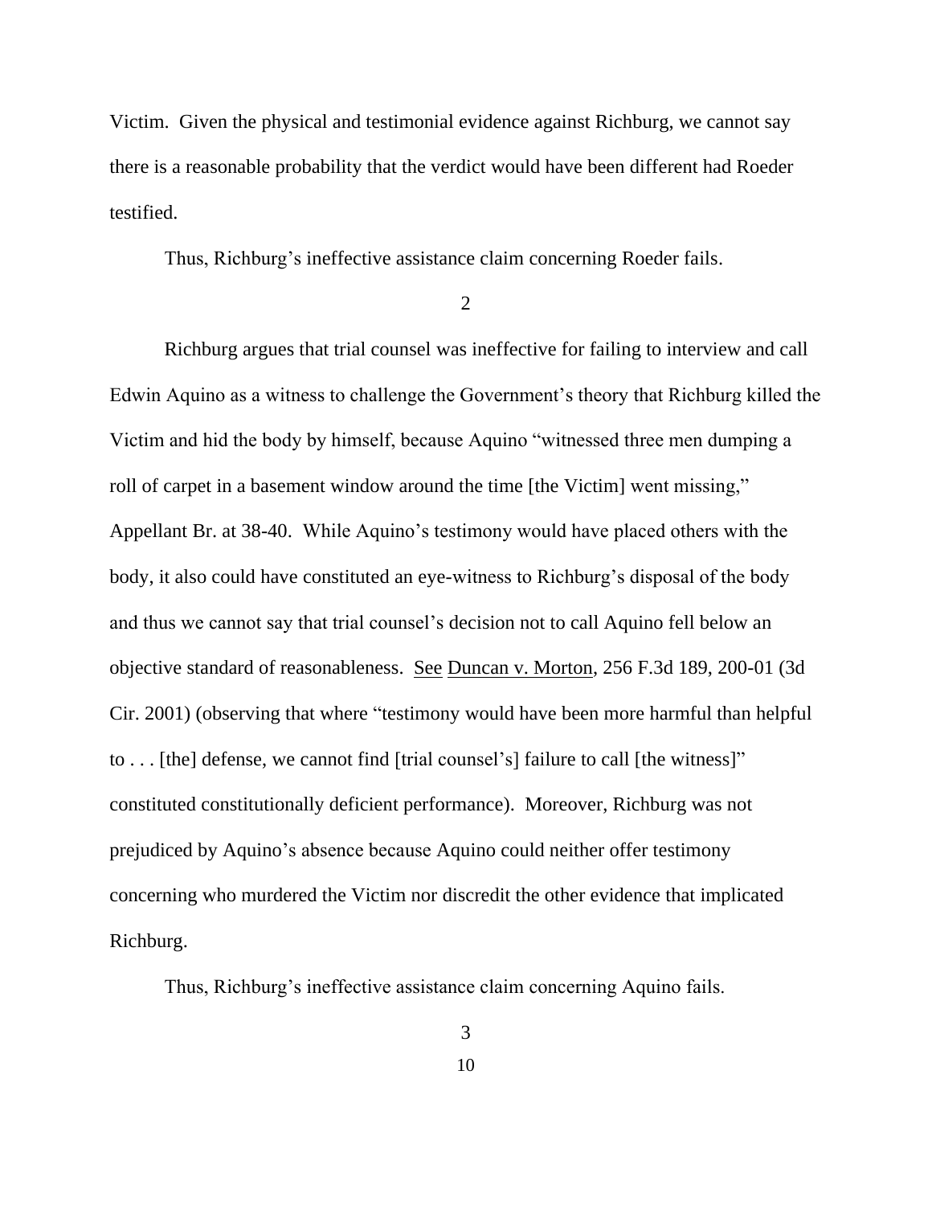Victim. Given the physical and testimonial evidence against Richburg, we cannot say there is a reasonable probability that the verdict would have been different had Roeder testified.

Thus, Richburg's ineffective assistance claim concerning Roeder fails.

2

Richburg argues that trial counsel was ineffective for failing to interview and call Edwin Aquino as a witness to challenge the Government's theory that Richburg killed the Victim and hid the body by himself, because Aquino "witnessed three men dumping a roll of carpet in a basement window around the time [the Victim] went missing," Appellant Br. at 38-40. While Aquino's testimony would have placed others with the body, it also could have constituted an eye-witness to Richburg's disposal of the body and thus we cannot say that trial counsel's decision not to call Aquino fell below an objective standard of reasonableness. See Duncan v. Morton, 256 F.3d 189, 200-01 (3d Cir. 2001) (observing that where "testimony would have been more harmful than helpful to . . . [the] defense, we cannot find [trial counsel's] failure to call [the witness]" constituted constitutionally deficient performance). Moreover, Richburg was not prejudiced by Aquino's absence because Aquino could neither offer testimony concerning who murdered the Victim nor discredit the other evidence that implicated Richburg.

Thus, Richburg's ineffective assistance claim concerning Aquino fails.

3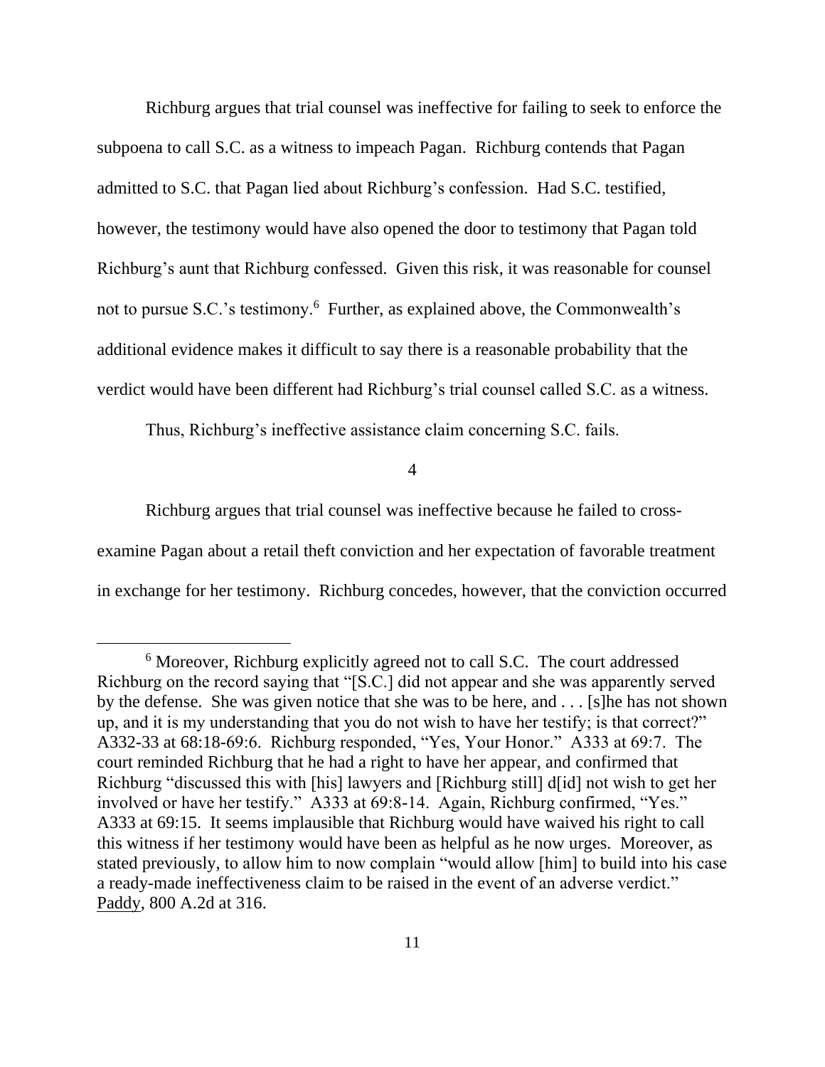Richburg argues that trial counsel was ineffective for failing to seek to enforce the subpoena to call S.C. as a witness to impeach Pagan. Richburg contends that Pagan admitted to S.C. that Pagan lied about Richburg's confession. Had S.C. testified, however, the testimony would have also opened the door to testimony that Pagan told Richburg's aunt that Richburg confessed. Given this risk, it was reasonable for counsel not to pursue S.C.'s testimony.[6] Further, as explained above, the Commonwealth's additional evidence makes it difficult to say there is a reasonable probability that the verdict would have been different had Richburg's trial counsel called S.C. as a witness.

Thus, Richburg's ineffective assistance claim concerning S.C. fails.

4

Richburg argues that trial counsel was ineffective because he failed to cross-examine Pagan about a retail theft conviction and her expectation of favorable treatment in exchange for her testimony. Richburg concedes, however, that the conviction occurred

[6] Moreover, Richburg explicitly agreed not to call S.C. The court addressed Richburg on the record saying that "[S.C.] did not appear and she was apparently served by the defense. She was given notice that she was to be here, and . . . [s]he has not shown up, and it is my understanding that you do not wish to have her testify; is that correct?" A332-33 at 68:18-69:6. Richburg responded, "Yes, Your Honor." A333 at 69:7. The court reminded Richburg that he had a right to have her appear, and confirmed that Richburg "discussed this with [his] lawyers and [Richburg still] d[id] not wish to get her involved or have her testify." A333 at 69:8-14. Again, Richburg confirmed, "Yes." A333 at 69:15. It seems implausible that Richburg would have waived his right to call this witness if her testimony would have been as helpful as he now urges. Moreover, as stated previously, to allow him to now complain "would allow [him] to build into his case a ready-made ineffectiveness claim to be raised in the event of an adverse verdict." Paddy, 800 A.2d at 316.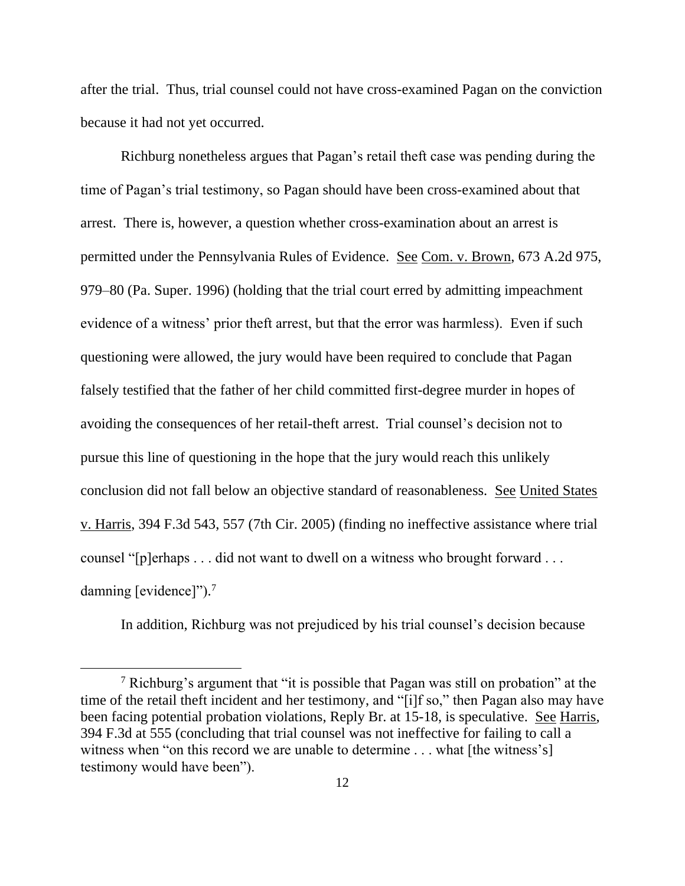after the trial. Thus, trial counsel could not have cross-examined Pagan on the conviction because it had not yet occurred.

Richburg nonetheless argues that Pagan's retail theft case was pending during the time of Pagan's trial testimony, so Pagan should have been cross-examined about that arrest. There is, however, a question whether cross-examination about an arrest is permitted under the Pennsylvania Rules of Evidence. See Com. v. Brown, 673 A.2d 975, 979–80 (Pa. Super. 1996) (holding that the trial court erred by admitting impeachment evidence of a witness' prior theft arrest, but that the error was harmless). Even if such questioning were allowed, the jury would have been required to conclude that Pagan falsely testified that the father of her child committed first-degree murder in hopes of avoiding the consequences of her retail-theft arrest. Trial counsel's decision not to pursue this line of questioning in the hope that the jury would reach this unlikely conclusion did not fall below an objective standard of reasonableness. See United States v. Harris, 394 F.3d 543, 557 (7th Cir. 2005) (finding no ineffective assistance where trial counsel "[p]erhaps . . . did not want to dwell on a witness who brought forward . . . damning [evidence]").[7]

In addition, Richburg was not prejudiced by his trial counsel's decision because

[7] Richburg's argument that "it is possible that Pagan was still on probation" at the time of the retail theft incident and her testimony, and "[i]f so," then Pagan also may have been facing potential probation violations, Reply Br. at 15-18, is speculative. See Harris, 394 F.3d at 555 (concluding that trial counsel was not ineffective for failing to call a witness when "on this record we are unable to determine . . . what [the witness's] testimony would have been").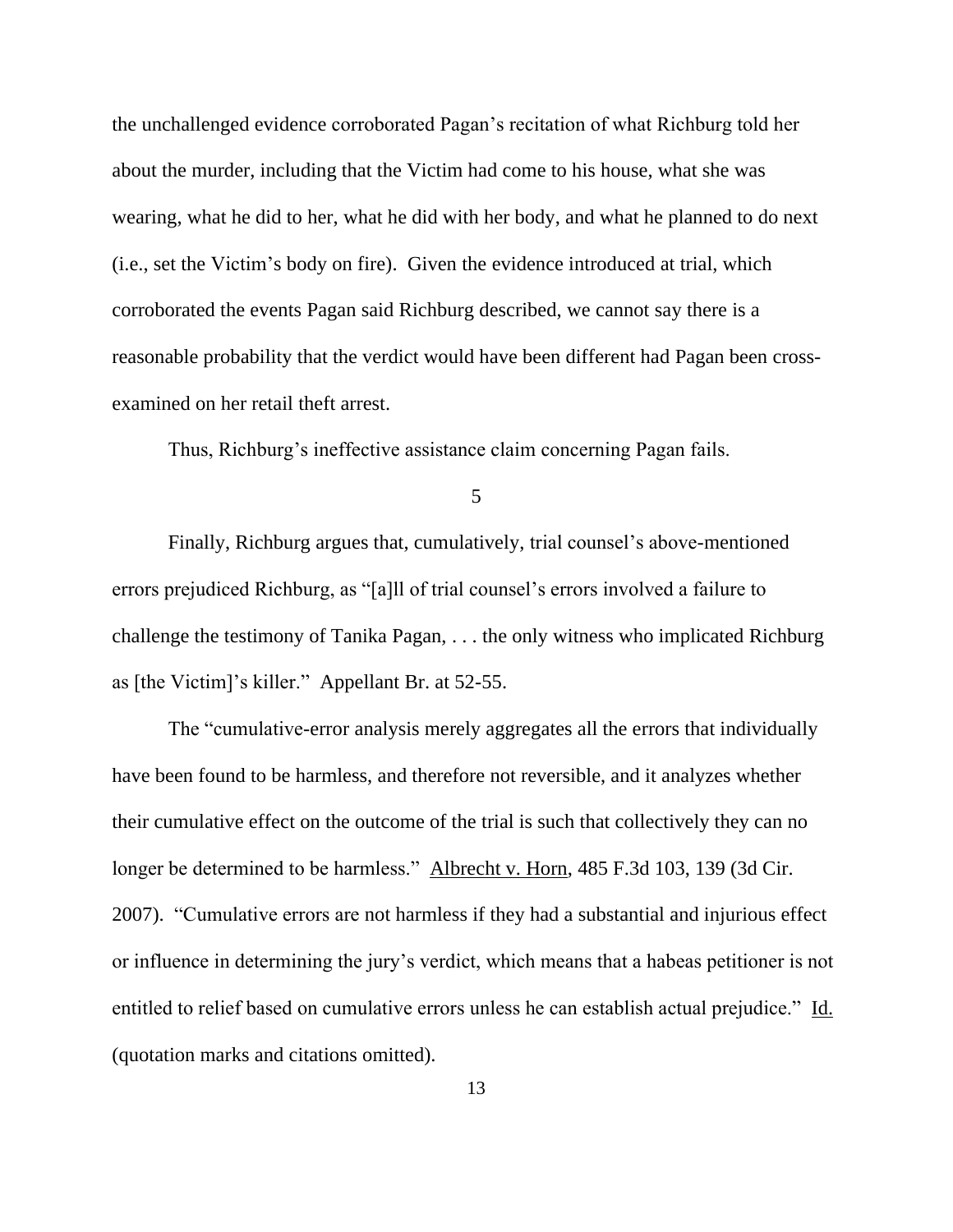the unchallenged evidence corroborated Pagan's recitation of what Richburg told her about the murder, including that the Victim had come to his house, what she was wearing, what he did to her, what he did with her body, and what he planned to do next (i.e., set the Victim's body on fire). Given the evidence introduced at trial, which corroborated the events Pagan said Richburg described, we cannot say there is a reasonable probability that the verdict would have been different had Pagan been cross-examined on her retail theft arrest.

Thus, Richburg's ineffective assistance claim concerning Pagan fails.

5

Finally, Richburg argues that, cumulatively, trial counsel's above-mentioned errors prejudiced Richburg, as "[a]ll of trial counsel's errors involved a failure to challenge the testimony of Tanika Pagan, . . . the only witness who implicated Richburg as [the Victim]'s killer." Appellant Br. at 52-55.

The "cumulative-error analysis merely aggregates all the errors that individually have been found to be harmless, and therefore not reversible, and it analyzes whether their cumulative effect on the outcome of the trial is such that collectively they can no longer be determined to be harmless." Albrecht v. Horn, 485 F.3d 103, 139 (3d Cir. 2007). "Cumulative errors are not harmless if they had a substantial and injurious effect or influence in determining the jury's verdict, which means that a habeas petitioner is not entitled to relief based on cumulative errors unless he can establish actual prejudice." Id. (quotation marks and citations omitted).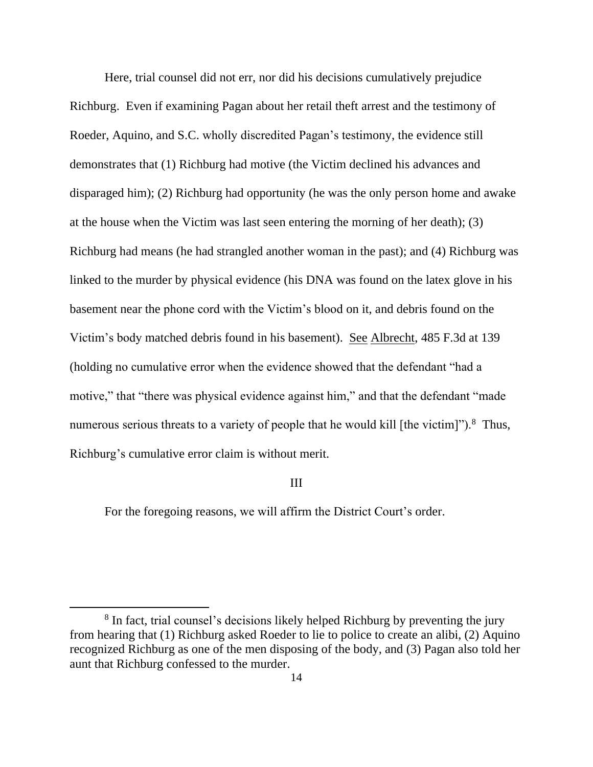Here, trial counsel did not err, nor did his decisions cumulatively prejudice Richburg. Even if examining Pagan about her retail theft arrest and the testimony of Roeder, Aquino, and S.C. wholly discredited Pagan's testimony, the evidence still demonstrates that (1) Richburg had motive (the Victim declined his advances and disparaged him); (2) Richburg had opportunity (he was the only person home and awake at the house when the Victim was last seen entering the morning of her death); (3) Richburg had means (he had strangled another woman in the past); and (4) Richburg was linked to the murder by physical evidence (his DNA was found on the latex glove in his basement near the phone cord with the Victim's blood on it, and debris found on the Victim's body matched debris found in his basement). See Albrecht, 485 F.3d at 139 (holding no cumulative error when the evidence showed that the defendant "had a motive," that "there was physical evidence against him," and that the defendant "made numerous serious threats to a variety of people that he would kill [the victim]").[8] Thus, Richburg's cumulative error claim is without merit.

III

For the foregoing reasons, we will affirm the District Court's order.

---

[8] In fact, trial counsel's decisions likely helped Richburg by preventing the jury from hearing that (1) Richburg asked Roeder to lie to police to create an alibi, (2) Aquino recognized Richburg as one of the men disposing of the body, and (3) Pagan also told her aunt that Richburg confessed to the murder.